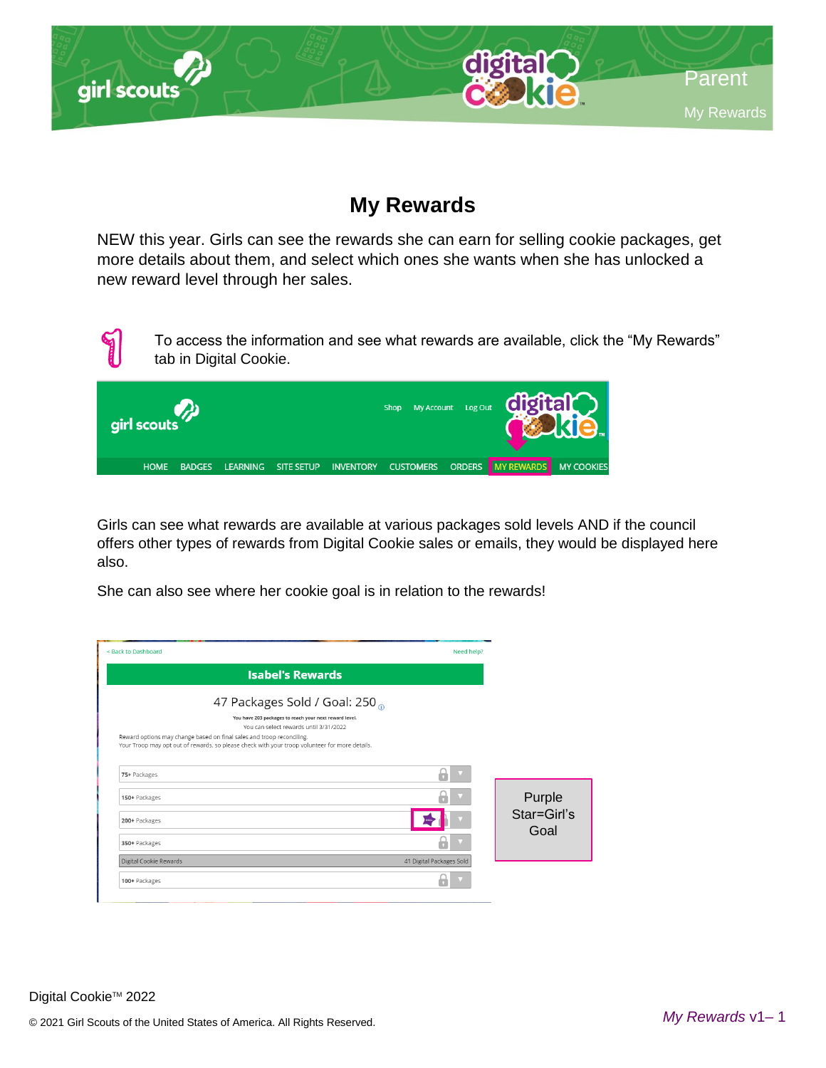# My Rewards

NEW this year. Girls can see the rewards she can earn for selling cookie packages, get more details about them, and select which ones she wants when she has unlocked a new reward level through her sales.

1. To access the information and see what rewards are available, click the "My Rewards" tab in Digital Cookie.

Girls can see what rewards are available at various packages sold levels AND if the council offers other types of rewards from Digital Cookie sales or emails, they would be displayed here also.

She can also see where her cookie goal is in relation to the rewards!

Purple Star=Girl's Goal

Digital Cookie™ 2022

© 2021 Girl Scouts of the United States of America. All Rights Reserved.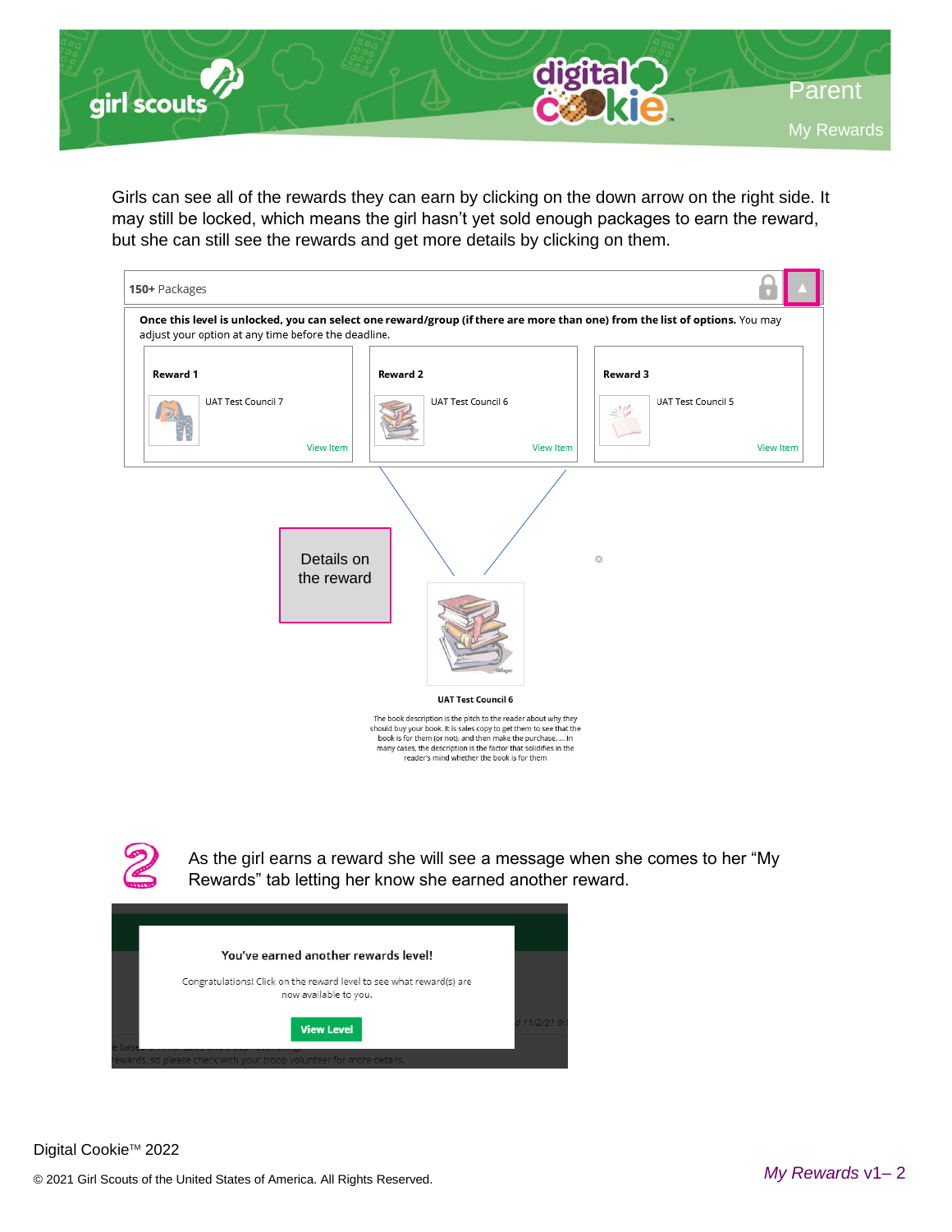Girls can see all of the rewards they can earn by clicking on the down arrow on the right side. It may still be locked, which means the girl hasn't yet sold enough packages to earn the reward, but she can still see the rewards and get more details by clicking on them.

**150+** Packages

**Once this level is unlocked, you can select one reward/group (if there are more than one) from the list of options.** You may adjust your option at any time before the deadline.

| Reward 1 | Reward 2 | Reward 3 |
|---|---|---|
| UAT Test Council 7 | UAT Test Council 6 | UAT Test Council 5 |
| View Item | View Item | View Item |

Details on the reward

**UAT Test Council 6**

The book description is the pitch to the reader about why they should buy your book. It is sales copy to get them to see that the book is for them (or not), and then make the purchase. ... In many cases, the description is the factor that solidifies in the reader's mind whether the book is for them

2. As the girl earns a reward she will see a message when she comes to her "My Rewards" tab letting her know she earned another reward.

**You've earned another rewards level!**

Congratulations! Click on the reward level to see what reward(s) are now available to you.

**View Level**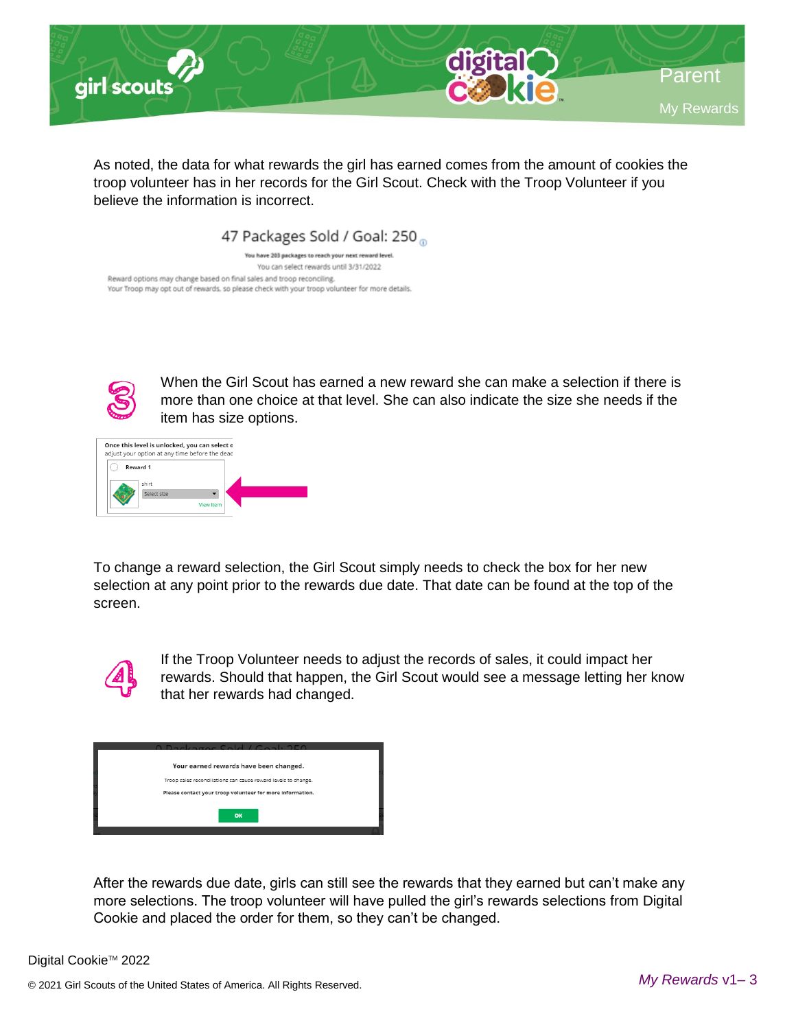As noted, the data for what rewards the girl has earned comes from the amount of cookies the troop volunteer has in her records for the Girl Scout. Check with the Troop Volunteer if you believe the information is incorrect.

47 Packages Sold / Goal: 250

You have 203 packages to reach your next reward level.

You can select rewards until 3/31/2022

Reward options may change based on final sales and troop reconciling.
Your Troop may opt out of rewards, so please check with your troop volunteer for more details.

3. When the Girl Scout has earned a new reward she can make a selection if there is more than one choice at that level. She can also indicate the size she needs if the item has size options.

Once this level is unlocked, you can select o
adjust your option at any time before the dead

Reward 1

shirt

Select size

View Item

To change a reward selection, the Girl Scout simply needs to check the box for her new selection at any point prior to the rewards due date. That date can be found at the top of the screen.

4. If the Troop Volunteer needs to adjust the records of sales, it could impact her rewards. Should that happen, the Girl Scout would see a message letting her know that her rewards had changed.

Your earned rewards have been changed.

Troop sales reconciliations can cause reward levels to change.

Please contact your troop volunteer for more information.

OK

After the rewards due date, girls can still see the rewards that they earned but can't make any more selections. The troop volunteer will have pulled the girl's rewards selections from Digital Cookie and placed the order for them, so they can't be changed.